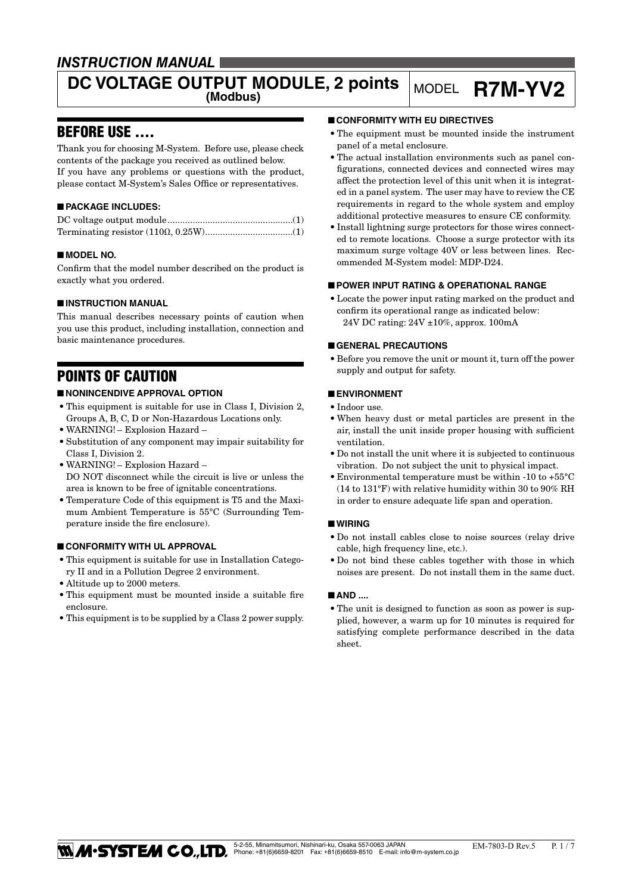*INSTRUCTION MANUAL*

# DC VOLTAGE OUTPUT MODULE, 2 points (Modbus) MODEL R7M-YV2

## BEFORE USE ....

Thank you for choosing M-System. Before use, please check contents of the package you received as outlined below.
If you have any problems or questions with the product, please contact M-System's Sales Office or representatives.

### ■ PACKAGE INCLUDES:

DC voltage output module..................................................(1)
Terminating resistor (110Ω, 0.25W)...................................(1)

### ■ MODEL NO.

Confirm that the model number described on the product is exactly what you ordered.

### ■ INSTRUCTION MANUAL

This manual describes necessary points of caution when you use this product, including installation, connection and basic maintenance procedures.

## POINTS OF CAUTION

### ■ NONINCENDIVE APPROVAL OPTION

- This equipment is suitable for use in Class I, Division 2, Groups A, B, C, D or Non-Hazardous Locations only.
- WARNING! – Explosion Hazard –
- Substitution of any component may impair suitability for Class I, Division 2.
- WARNING! – Explosion Hazard –
  DO NOT disconnect while the circuit is live or unless the area is known to be free of ignitable concentrations.
- Temperature Code of this equipment is T5 and the Maximum Ambient Temperature is 55°C (Surrounding Temperature inside the fire enclosure).

### ■ CONFORMITY WITH UL APPROVAL

- This equipment is suitable for use in Installation Category II and in a Pollution Degree 2 environment.
- Altitude up to 2000 meters.
- This equipment must be mounted inside a suitable fire enclosure.
- This equipment is to be supplied by a Class 2 power supply.

### ■ CONFORMITY WITH EU DIRECTIVES

- The equipment must be mounted inside the instrument panel of a metal enclosure.
- The actual installation environments such as panel configurations, connected devices and connected wires may affect the protection level of this unit when it is integrated in a panel system. The user may have to review the CE requirements in regard to the whole system and employ additional protective measures to ensure CE conformity.
- Install lightning surge protectors for those wires connected to remote locations. Choose a surge protector with its maximum surge voltage 40V or less between lines. Recommended M-System model: MDP-D24.

### ■ POWER INPUT RATING & OPERATIONAL RANGE

- Locate the power input rating marked on the product and confirm its operational range as indicated below:
  24V DC rating: 24V ±10%, approx. 100mA

### ■ GENERAL PRECAUTIONS

- Before you remove the unit or mount it, turn off the power supply and output for safety.

### ■ ENVIRONMENT

- Indoor use.
- When heavy dust or metal particles are present in the air, install the unit inside proper housing with sufficient ventilation.
- Do not install the unit where it is subjected to continuous vibration. Do not subject the unit to physical impact.
- Environmental temperature must be within -10 to +55°C (14 to 131°F) with relative humidity within 30 to 90% RH in order to ensure adequate life span and operation.

### ■ WIRING

- Do not install cables close to noise sources (relay drive cable, high frequency line, etc.).
- Do not bind these cables together with those in which noises are present. Do not install them in the same duct.

### ■ AND ....

- The unit is designed to function as soon as power is supplied, however, a warm up for 10 minutes is required for satisfying complete performance described in the data sheet.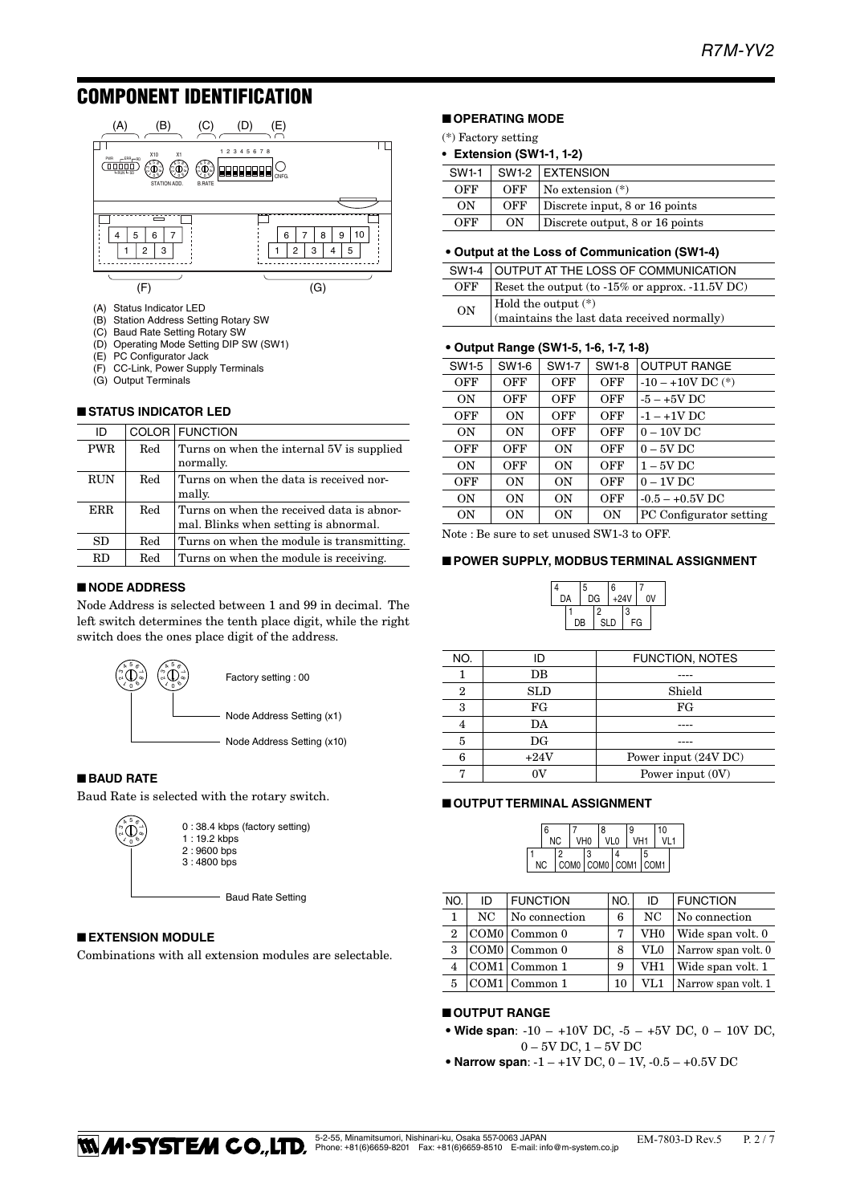# COMPONENT IDENTIFICATION

(A) Status Indicator LED
(B) Station Address Setting Rotary SW
(C) Baud Rate Setting Rotary SW
(D) Operating Mode Setting DIP SW (SW1)
(E) PC Configurator Jack
(F) CC-Link, Power Supply Terminals
(G) Output Terminals

## ■ STATUS INDICATOR LED

| ID | COLOR | FUNCTION |
|---|---|---|
| PWR | Red | Turns on when the internal 5V is supplied normally. |
| RUN | Red | Turns on when the data is received normally. |
| ERR | Red | Turns on when the received data is abnormal. Blinks when setting is abnormal. |
| SD | Red | Turns on when the module is transmitting. |
| RD | Red | Turns on when the module is receiving. |

## ■ NODE ADDRESS

Node Address is selected between 1 and 99 in decimal. The left switch determines the tenth place digit, while the right switch does the ones place digit of the address.

Factory setting : 00

Node Address Setting (x1)

Node Address Setting (x10)

## ■ BAUD RATE

Baud Rate is selected with the rotary switch.

0 : 38.4 kbps (factory setting)
1 : 19.2 kbps
2 : 9600 bps
3 : 4800 bps

Baud Rate Setting

## ■ EXTENSION MODULE

Combinations with all extension modules are selectable.

## ■ OPERATING MODE

(*) Factory setting

**• Extension (SW1-1, 1-2)**

| SW1-1 | SW1-2 | EXTENSION |
|---|---|---|
| OFF | OFF | No extension (*) |
| ON | OFF | Discrete input, 8 or 16 points |
| OFF | ON | Discrete output, 8 or 16 points |

**• Output at the Loss of Communication (SW1-4)**

| SW1-4 | OUTPUT AT THE LOSS OF COMMUNICATION |
|---|---|
| OFF | Reset the output (to -15% or approx. -11.5V DC) |
| ON | Hold the output (*) (maintains the last data received normally) |

**• Output Range (SW1-5, 1-6, 1-7, 1-8)**

| SW1-5 | SW1-6 | SW1-7 | SW1-8 | OUTPUT RANGE |
|---|---|---|---|---|
| OFF | OFF | OFF | OFF | -10 – +10V DC (*) |
| ON | OFF | OFF | OFF | -5 – +5V DC |
| OFF | ON | OFF | OFF | -1 – +1V DC |
| ON | ON | OFF | OFF | 0 – 10V DC |
| OFF | OFF | ON | OFF | 0 – 5V DC |
| ON | OFF | ON | OFF | 1 – 5V DC |
| OFF | ON | ON | OFF | 0 – 1V DC |
| ON | ON | ON | OFF | -0.5 – +0.5V DC |
| ON | ON | ON | ON | PC Configurator setting |

Note : Be sure to set unused SW1-3 to OFF.

## ■ POWER SUPPLY, MODBUS TERMINAL ASSIGNMENT

| NO. | ID | FUNCTION, NOTES |
|---|---|---|
| 1 | DB | ---- |
| 2 | SLD | Shield |
| 3 | FG | FG |
| 4 | DA | ---- |
| 5 | DG | ---- |
| 6 | +24V | Power input (24V DC) |
| 7 | 0V | Power input (0V) |

## ■ OUTPUT TERMINAL ASSIGNMENT

| NO. | ID | FUNCTION | NO. | ID | FUNCTION |
|---|---|---|---|---|---|
| 1 | NC | No connection | 6 | NC | No connection |
| 2 | COM0 | Common 0 | 7 | VH0 | Wide span volt. 0 |
| 3 | COM0 | Common 0 | 8 | VL0 | Narrow span volt. 0 |
| 4 | COM1 | Common 1 | 9 | VH1 | Wide span volt. 1 |
| 5 | COM1 | Common 1 | 10 | VL1 | Narrow span volt. 1 |

## ■ OUTPUT RANGE

- **Wide span**: -10 – +10V DC, -5 – +5V DC, 0 – 10V DC, 0 – 5V DC, 1 – 5V DC
- **Narrow span**: -1 – +1V DC, 0 – 1V, -0.5 – +0.5V DC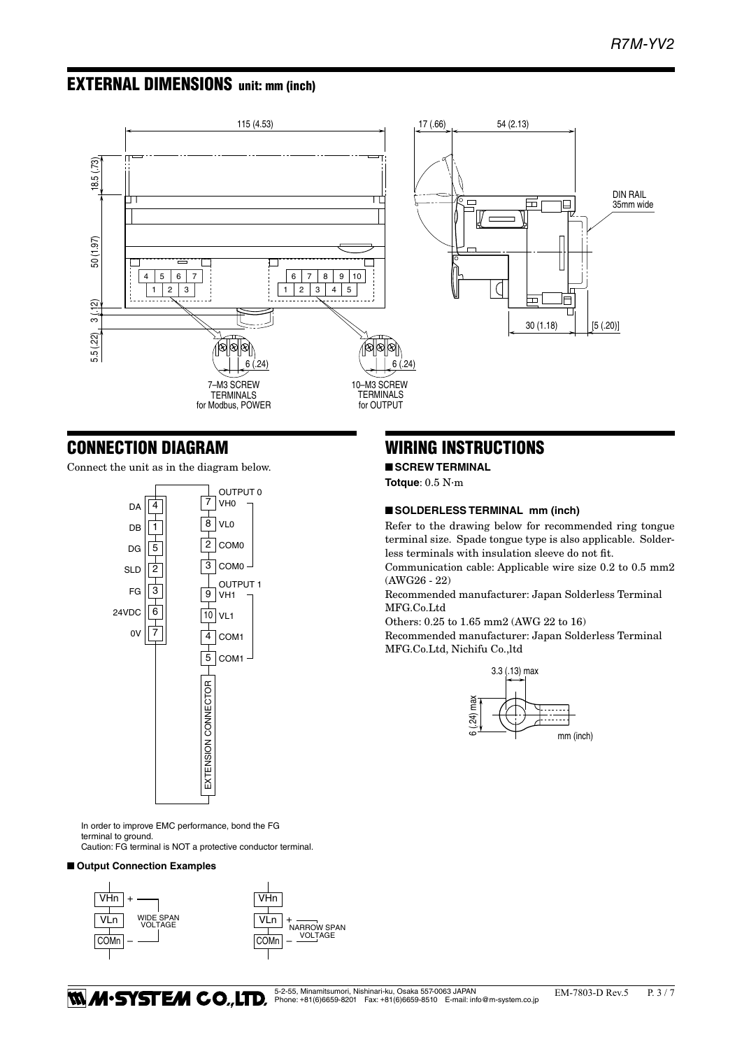## EXTERNAL DIMENSIONS unit: mm (inch)

115 (4.53)

17 (.66) 54 (2.13)

18.5 (.73)

50 (1.97)

3 (.12)

5.5 (.22)

DIN RAIL 35mm wide

30 (1.18) [5 (.20)]

6 (.24) 6 (.24)

7–M3 SCREW TERMINALS for Modbus, POWER

10–M3 SCREW TERMINALS for OUTPUT

## CONNECTION DIAGRAM

Connect the unit as in the diagram below.

| Signal | Terminal |
|---|---|
| DA | 4 |
| DB | 1 |
| DG | 5 |
| SLD | 2 |
| FG | 3 |
| 24VDC | 6 |
| 0V | 7 |

| Terminal | Signal |
|---|---|
| OUTPUT 0 | |
| 7 | VH0 |
| 8 | VL0 |
| 2 | COM0 |
| 3 | COM0 |
| OUTPUT 1 | |
| 9 | VH1 |
| 10 | VL1 |
| 4 | COM1 |
| 5 | COM1 |

EXTENSION CONNECTOR

In order to improve EMC performance, bond the FG terminal to ground.
Caution: FG terminal is NOT a protective conductor terminal.

■ **Output Connection Examples**

VHn + / VLn / COMn – : WIDE SPAN VOLTAGE

VHn / VLn + / COMn – : NARROW SPAN VOLTAGE

## WIRING INSTRUCTIONS

■ **SCREW TERMINAL**

**Totque**: 0.5 N·m

■ **SOLDERLESS TERMINAL mm (inch)**

Refer to the drawing below for recommended ring tongue terminal size. Spade tongue type is also applicable. Solderless terminals with insulation sleeve do not fit.

Communication cable: Applicable wire size 0.2 to 0.5 mm2 (AWG26 - 22)

Recommended manufacturer: Japan Solderless Terminal MFG.Co.Ltd

Others: 0.25 to 1.65 mm2 (AWG 22 to 16)

Recommended manufacturer: Japan Solderless Terminal MFG.Co.Ltd, Nichifu Co.,ltd

3.3 (.13) max

6 (.24) max

mm (inch)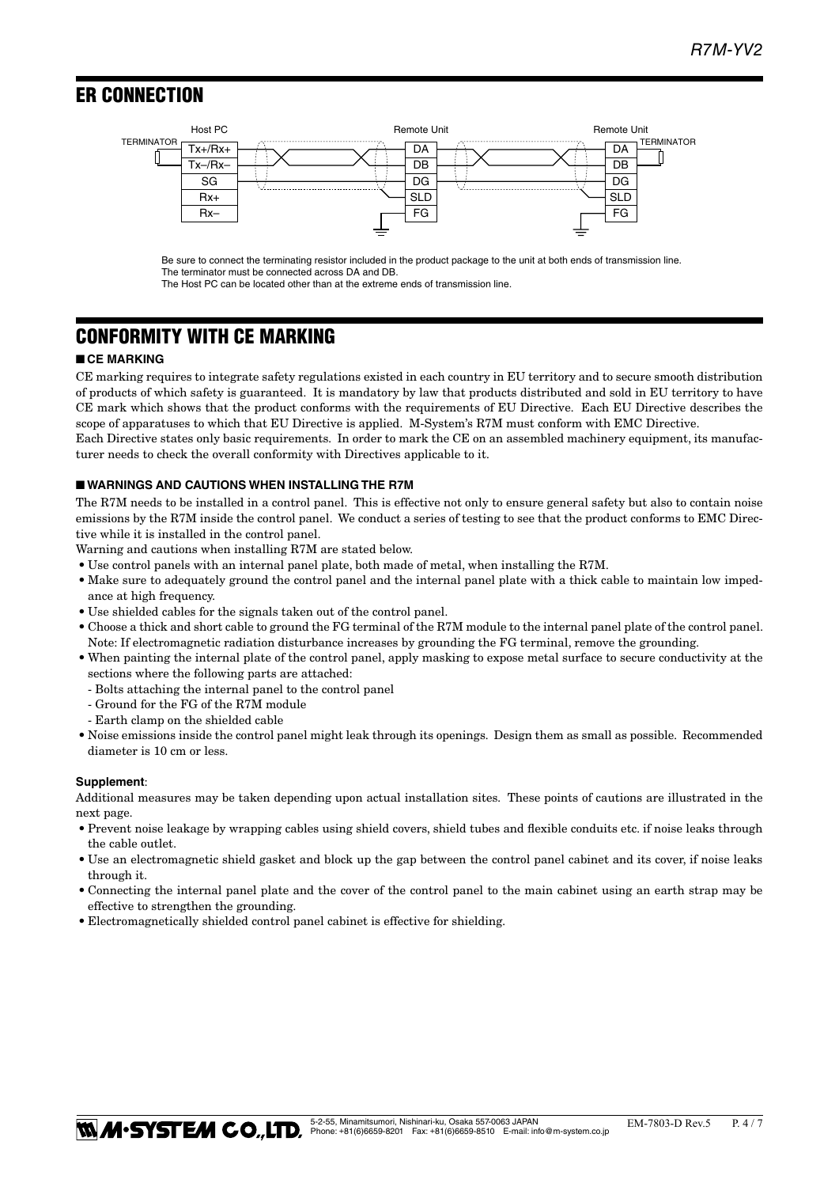## ER CONNECTION

Host PC — TERMINATOR — Tx+/Rx+, Tx–/Rx–, SG, Rx+, Rx–

Remote Unit — DA, DB, DG, SLD, FG

Remote Unit — DA, DB, DG, SLD, FG — TERMINATOR

Be sure to connect the terminating resistor included in the product package to the unit at both ends of transmission line.
The terminator must be connected across DA and DB.
The Host PC can be located other than at the extreme ends of transmission line.

## CONFORMITY WITH CE MARKING

### ■ CE MARKING

CE marking requires to integrate safety regulations existed in each country in EU territory and to secure smooth distribution of products of which safety is guaranteed. It is mandatory by law that products distributed and sold in EU territory to have CE mark which shows that the product conforms with the requirements of EU Directive. Each EU Directive describes the scope of apparatuses to which that EU Directive is applied. M-System's R7M must conform with EMC Directive.
Each Directive states only basic requirements. In order to mark the CE on an assembled machinery equipment, its manufacturer needs to check the overall conformity with Directives applicable to it.

### ■ WARNINGS AND CAUTIONS WHEN INSTALLING THE R7M

The R7M needs to be installed in a control panel. This is effective not only to ensure general safety but also to contain noise emissions by the R7M inside the control panel. We conduct a series of testing to see that the product conforms to EMC Directive while it is installed in the control panel.
Warning and cautions when installing R7M are stated below.

- Use control panels with an internal panel plate, both made of metal, when installing the R7M.
- Make sure to adequately ground the control panel and the internal panel plate with a thick cable to maintain low impedance at high frequency.
- Use shielded cables for the signals taken out of the control panel.
- Choose a thick and short cable to ground the FG terminal of the R7M module to the internal panel plate of the control panel. Note: If electromagnetic radiation disturbance increases by grounding the FG terminal, remove the grounding.
- When painting the internal plate of the control panel, apply masking to expose metal surface to secure conductivity at the sections where the following parts are attached:
  - Bolts attaching the internal panel to the control panel
  - Ground for the FG of the R7M module
  - Earth clamp on the shielded cable
- Noise emissions inside the control panel might leak through its openings. Design them as small as possible. Recommended diameter is 10 cm or less.

**Supplement**:

Additional measures may be taken depending upon actual installation sites. These points of cautions are illustrated in the next page.

- Prevent noise leakage by wrapping cables using shield covers, shield tubes and flexible conduits etc. if noise leaks through the cable outlet.
- Use an electromagnetic shield gasket and block up the gap between the control panel cabinet and its cover, if noise leaks through it.
- Connecting the internal panel plate and the cover of the control panel to the main cabinet using an earth strap may be effective to strengthen the grounding.
- Electromagnetically shielded control panel cabinet is effective for shielding.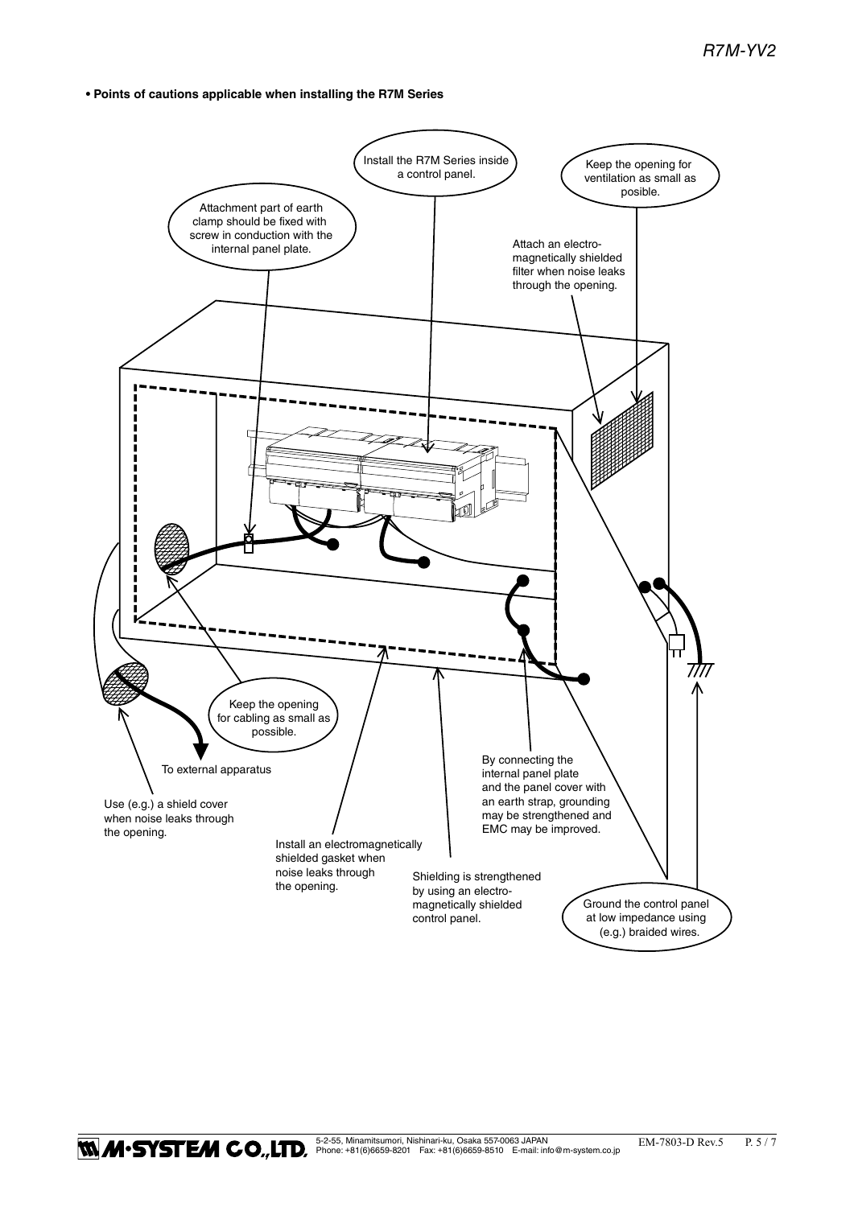• **Points of cautions applicable when installing the R7M Series**

Install the R7M Series inside a control panel.

Keep the opening for ventilation as small as posible.

Attachment part of earth clamp should be fixed with screw in conduction with the internal panel plate.

Attach an electro-magnetically shielded filter when noise leaks through the opening.

Keep the opening for cabling as small as possible.

To external apparatus

Use (e.g.) a shield cover when noise leaks through the opening.

By connecting the internal panel plate and the panel cover with an earth strap, grounding may be strengthened and EMC may be improved.

Install an electromagnetically shielded gasket when noise leaks through the opening.

Shielding is strengthened by using an electro-magnetically shielded control panel.

Ground the control panel at low impedance using (e.g.) braided wires.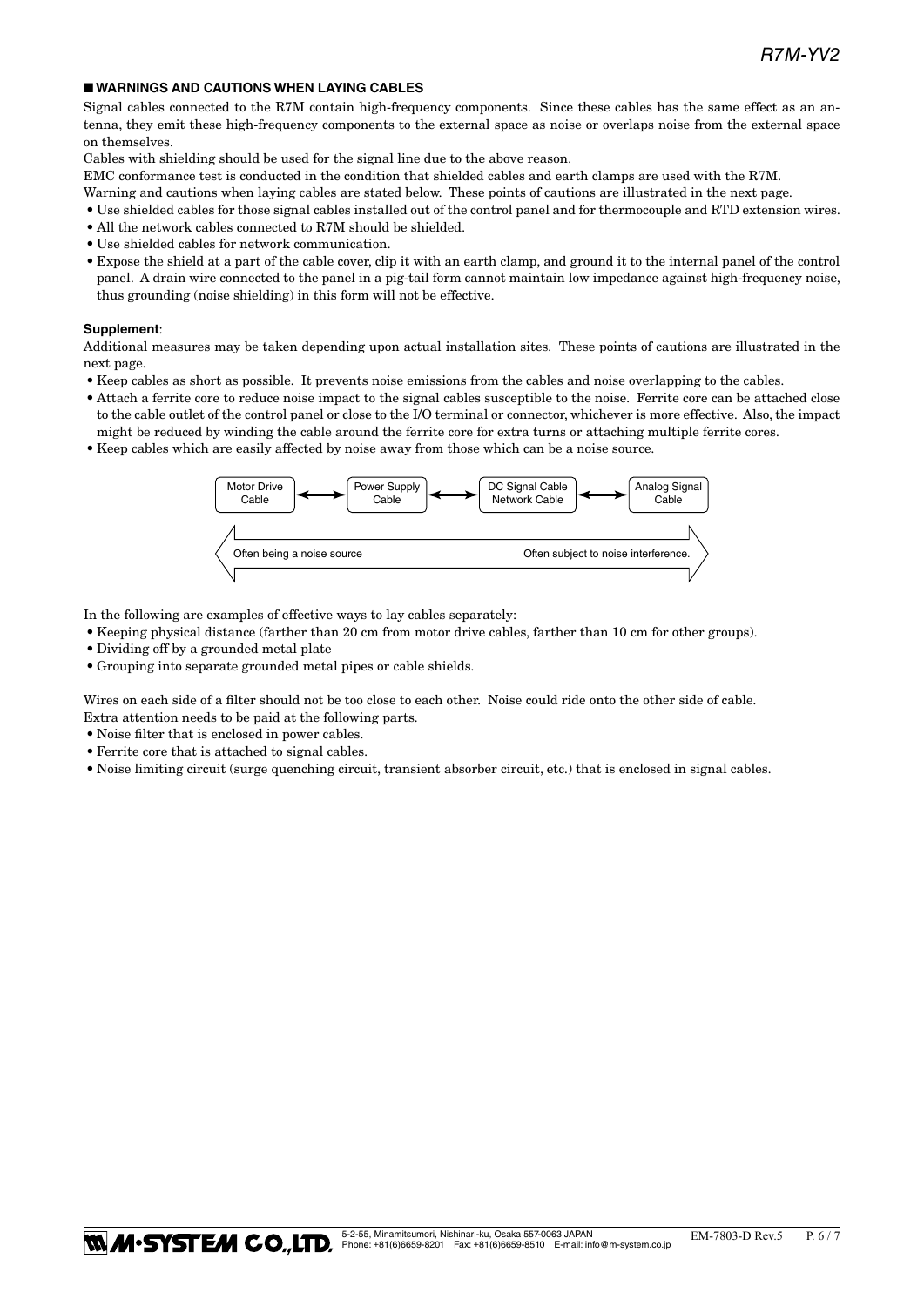## ■ WARNINGS AND CAUTIONS WHEN LAYING CABLES

Signal cables connected to the R7M contain high-frequency components. Since these cables has the same effect as an antenna, they emit these high-frequency components to the external space as noise or overlaps noise from the external space on themselves.

Cables with shielding should be used for the signal line due to the above reason.

EMC conformance test is conducted in the condition that shielded cables and earth clamps are used with the R7M.

Warning and cautions when laying cables are stated below. These points of cautions are illustrated in the next page.

- Use shielded cables for those signal cables installed out of the control panel and for thermocouple and RTD extension wires.
- All the network cables connected to R7M should be shielded.
- Use shielded cables for network communication.
- Expose the shield at a part of the cable cover, clip it with an earth clamp, and ground it to the internal panel of the control panel. A drain wire connected to the panel in a pig-tail form cannot maintain low impedance against high-frequency noise, thus grounding (noise shielding) in this form will not be effective.

**Supplement**:

Additional measures may be taken depending upon actual installation sites. These points of cautions are illustrated in the next page.

- Keep cables as short as possible. It prevents noise emissions from the cables and noise overlapping to the cables.
- Attach a ferrite core to reduce noise impact to the signal cables susceptible to the noise. Ferrite core can be attached close to the cable outlet of the control panel or close to the I/O terminal or connector, whichever is more effective. Also, the impact might be reduced by winding the cable around the ferrite core for extra turns or attaching multiple ferrite cores.
- Keep cables which are easily affected by noise away from those which can be a noise source.

Motor Drive Cable ↔ Power Supply Cable ↔ DC Signal Cable Network Cable ↔ Analog Signal Cable

Often being a noise source ⟷ Often subject to noise interference.

In the following are examples of effective ways to lay cables separately:

- Keeping physical distance (farther than 20 cm from motor drive cables, farther than 10 cm for other groups).
- Dividing off by a grounded metal plate
- Grouping into separate grounded metal pipes or cable shields.

Wires on each side of a filter should not be too close to each other. Noise could ride onto the other side of cable.

Extra attention needs to be paid at the following parts.

- Noise filter that is enclosed in power cables.
- Ferrite core that is attached to signal cables.
- Noise limiting circuit (surge quenching circuit, transient absorber circuit, etc.) that is enclosed in signal cables.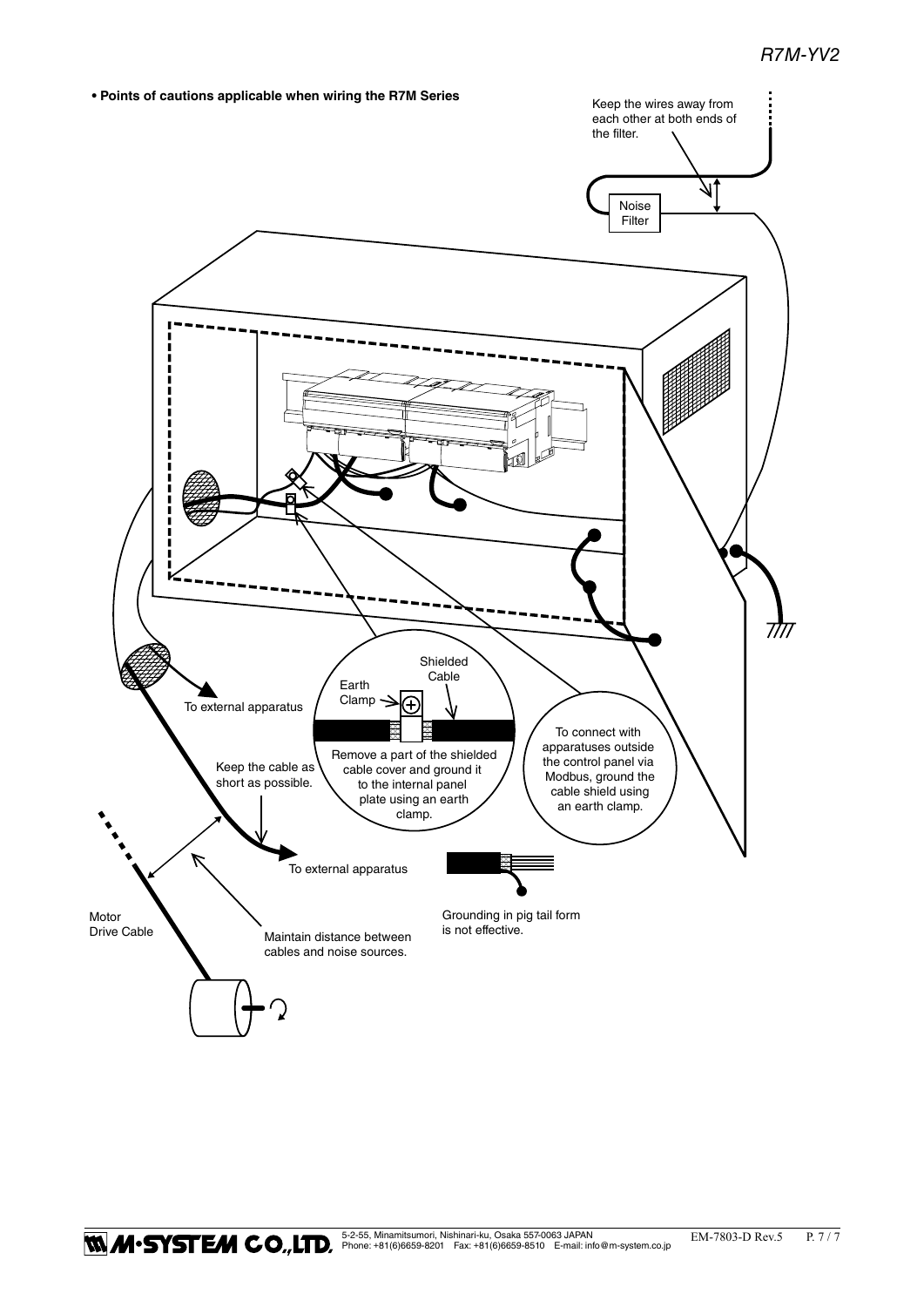• **Points of cautions applicable when wiring the R7M Series**

Keep the wires away from each other at both ends of the filter.

Noise Filter

Shielded Cable

Earth Clamp

Remove a part of the shielded cable cover and ground it to the internal panel plate using an earth clamp.

To connect with apparatuses outside the control panel via Modbus, ground the cable shield using an earth clamp.

To external apparatus

Keep the cable as short as possible.

To external apparatus

Motor Drive Cable

Maintain distance between cables and noise sources.

Grounding in pig tail form is not effective.